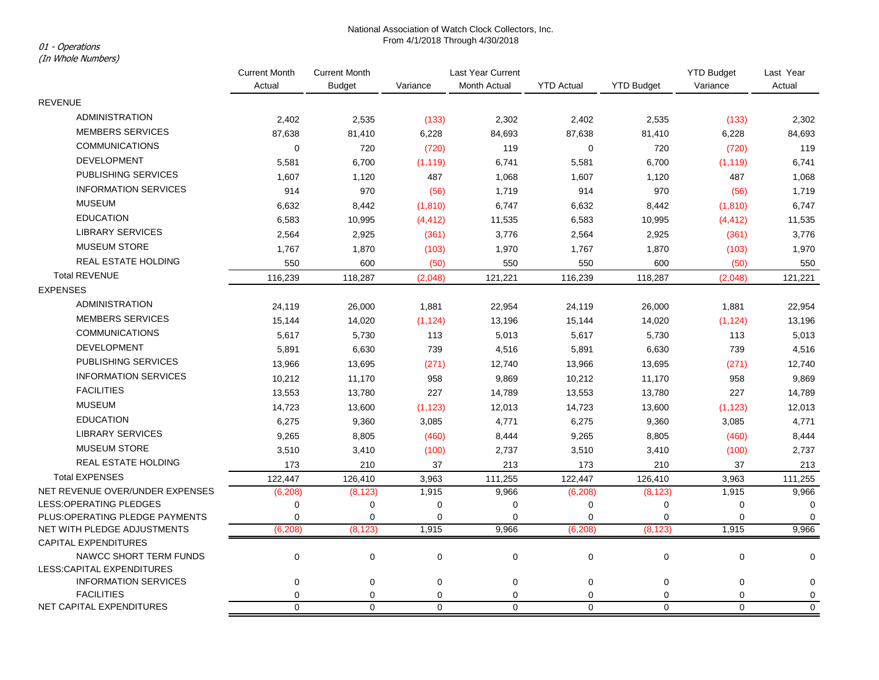National Association of Watch Clock Collectors, Inc.
From 4/1/2018 Through 4/30/2018

*01 - Operations*
*(In Whole Numbers)*

| | Current Month Actual | Current Month Budget | Variance | Last Year Current Month Actual | YTD Actual | YTD Budget | YTD Budget Variance | Last Year Actual |
|---|---|---|---|---|---|---|---|---|
| REVENUE | | | | | | | | |
| ADMINISTRATION | 2,402 | 2,535 | (133) | 2,302 | 2,402 | 2,535 | (133) | 2,302 |
| MEMBERS SERVICES | 87,638 | 81,410 | 6,228 | 84,693 | 87,638 | 81,410 | 6,228 | 84,693 |
| COMMUNICATIONS | 0 | 720 | (720) | 119 | 0 | 720 | (720) | 119 |
| DEVELOPMENT | 5,581 | 6,700 | (1,119) | 6,741 | 5,581 | 6,700 | (1,119) | 6,741 |
| PUBLISHING SERVICES | 1,607 | 1,120 | 487 | 1,068 | 1,607 | 1,120 | 487 | 1,068 |
| INFORMATION SERVICES | 914 | 970 | (56) | 1,719 | 914 | 970 | (56) | 1,719 |
| MUSEUM | 6,632 | 8,442 | (1,810) | 6,747 | 6,632 | 8,442 | (1,810) | 6,747 |
| EDUCATION | 6,583 | 10,995 | (4,412) | 11,535 | 6,583 | 10,995 | (4,412) | 11,535 |
| LIBRARY SERVICES | 2,564 | 2,925 | (361) | 3,776 | 2,564 | 2,925 | (361) | 3,776 |
| MUSEUM STORE | 1,767 | 1,870 | (103) | 1,970 | 1,767 | 1,870 | (103) | 1,970 |
| REAL ESTATE HOLDING | 550 | 600 | (50) | 550 | 550 | 600 | (50) | 550 |
| Total REVENUE | 116,239 | 118,287 | (2,048) | 121,221 | 116,239 | 118,287 | (2,048) | 121,221 |
| EXPENSES | | | | | | | | |
| ADMINISTRATION | 24,119 | 26,000 | 1,881 | 22,954 | 24,119 | 26,000 | 1,881 | 22,954 |
| MEMBERS SERVICES | 15,144 | 14,020 | (1,124) | 13,196 | 15,144 | 14,020 | (1,124) | 13,196 |
| COMMUNICATIONS | 5,617 | 5,730 | 113 | 5,013 | 5,617 | 5,730 | 113 | 5,013 |
| DEVELOPMENT | 5,891 | 6,630 | 739 | 4,516 | 5,891 | 6,630 | 739 | 4,516 |
| PUBLISHING SERVICES | 13,966 | 13,695 | (271) | 12,740 | 13,966 | 13,695 | (271) | 12,740 |
| INFORMATION SERVICES | 10,212 | 11,170 | 958 | 9,869 | 10,212 | 11,170 | 958 | 9,869 |
| FACILITIES | 13,553 | 13,780 | 227 | 14,789 | 13,553 | 13,780 | 227 | 14,789 |
| MUSEUM | 14,723 | 13,600 | (1,123) | 12,013 | 14,723 | 13,600 | (1,123) | 12,013 |
| EDUCATION | 6,275 | 9,360 | 3,085 | 4,771 | 6,275 | 9,360 | 3,085 | 4,771 |
| LIBRARY SERVICES | 9,265 | 8,805 | (460) | 8,444 | 9,265 | 8,805 | (460) | 8,444 |
| MUSEUM STORE | 3,510 | 3,410 | (100) | 2,737 | 3,510 | 3,410 | (100) | 2,737 |
| REAL ESTATE HOLDING | 173 | 210 | 37 | 213 | 173 | 210 | 37 | 213 |
| Total EXPENSES | 122,447 | 126,410 | 3,963 | 111,255 | 122,447 | 126,410 | 3,963 | 111,255 |
| NET REVENUE OVER/UNDER EXPENSES | (6,208) | (8,123) | 1,915 | 9,966 | (6,208) | (8,123) | 1,915 | 9,966 |
| LESS:OPERATING PLEDGES | 0 | 0 | 0 | 0 | 0 | 0 | 0 | 0 |
| PLUS:OPERATING PLEDGE PAYMENTS | 0 | 0 | 0 | 0 | 0 | 0 | 0 | 0 |
| NET WITH PLEDGE ADJUSTMENTS | (6,208) | (8,123) | 1,915 | 9,966 | (6,208) | (8,123) | 1,915 | 9,966 |
| CAPITAL EXPENDITURES | | | | | | | | |
| NAWCC SHORT TERM FUNDS | 0 | 0 | 0 | 0 | 0 | 0 | 0 | 0 |
| LESS:CAPITAL EXPENDITURES | | | | | | | | |
| INFORMATION SERVICES | 0 | 0 | 0 | 0 | 0 | 0 | 0 | 0 |
| FACILITIES | 0 | 0 | 0 | 0 | 0 | 0 | 0 | 0 |
| NET CAPITAL EXPENDITURES | 0 | 0 | 0 | 0 | 0 | 0 | 0 | 0 |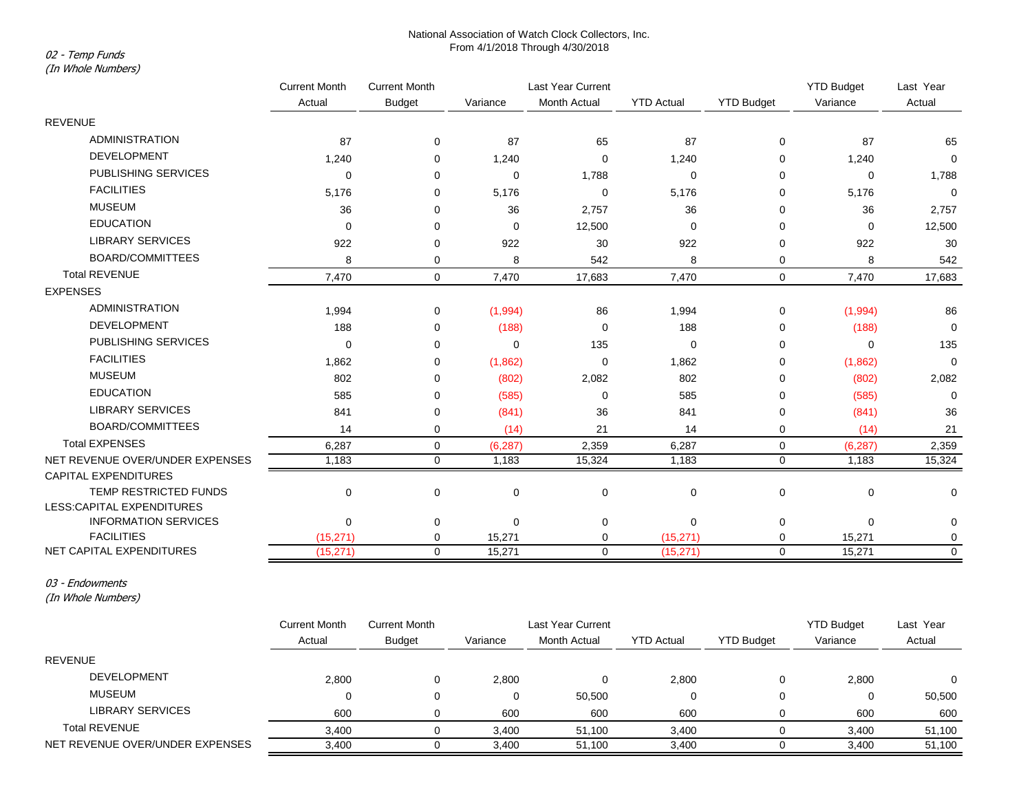National Association of Watch Clock Collectors, Inc.
From 4/1/2018 Through 4/30/2018

*02 - Temp Funds*
*(In Whole Numbers)*

| | Current Month Actual | Current Month Budget | Variance | Last Year Current Month Actual | YTD Actual | YTD Budget | YTD Budget Variance | Last Year Actual |
|---|---|---|---|---|---|---|---|---|
| REVENUE | | | | | | | | |
| ADMINISTRATION | 87 | 0 | 87 | 65 | 87 | 0 | 87 | 65 |
| DEVELOPMENT | 1,240 | 0 | 1,240 | 0 | 1,240 | 0 | 1,240 | 0 |
| PUBLISHING SERVICES | 0 | 0 | 0 | 1,788 | 0 | 0 | 0 | 1,788 |
| FACILITIES | 5,176 | 0 | 5,176 | 0 | 5,176 | 0 | 5,176 | 0 |
| MUSEUM | 36 | 0 | 36 | 2,757 | 36 | 0 | 36 | 2,757 |
| EDUCATION | 0 | 0 | 0 | 12,500 | 0 | 0 | 0 | 12,500 |
| LIBRARY SERVICES | 922 | 0 | 922 | 30 | 922 | 0 | 922 | 30 |
| BOARD/COMMITTEES | 8 | 0 | 8 | 542 | 8 | 0 | 8 | 542 |
| Total REVENUE | 7,470 | 0 | 7,470 | 17,683 | 7,470 | 0 | 7,470 | 17,683 |
| EXPENSES | | | | | | | | |
| ADMINISTRATION | 1,994 | 0 | (1,994) | 86 | 1,994 | 0 | (1,994) | 86 |
| DEVELOPMENT | 188 | 0 | (188) | 0 | 188 | 0 | (188) | 0 |
| PUBLISHING SERVICES | 0 | 0 | 0 | 135 | 0 | 0 | 0 | 135 |
| FACILITIES | 1,862 | 0 | (1,862) | 0 | 1,862 | 0 | (1,862) | 0 |
| MUSEUM | 802 | 0 | (802) | 2,082 | 802 | 0 | (802) | 2,082 |
| EDUCATION | 585 | 0 | (585) | 0 | 585 | 0 | (585) | 0 |
| LIBRARY SERVICES | 841 | 0 | (841) | 36 | 841 | 0 | (841) | 36 |
| BOARD/COMMITTEES | 14 | 0 | (14) | 21 | 14 | 0 | (14) | 21 |
| Total EXPENSES | 6,287 | 0 | (6,287) | 2,359 | 6,287 | 0 | (6,287) | 2,359 |
| NET REVENUE OVER/UNDER EXPENSES | 1,183 | 0 | 1,183 | 15,324 | 1,183 | 0 | 1,183 | 15,324 |
| CAPITAL EXPENDITURES | | | | | | | | |
| TEMP RESTRICTED FUNDS | 0 | 0 | 0 | 0 | 0 | 0 | 0 | 0 |
| LESS:CAPITAL EXPENDITURES | | | | | | | | |
| INFORMATION SERVICES | 0 | 0 | 0 | 0 | 0 | 0 | 0 | 0 |
| FACILITIES | (15,271) | 0 | 15,271 | 0 | (15,271) | 0 | 15,271 | 0 |
| NET CAPITAL EXPENDITURES | (15,271) | 0 | 15,271 | 0 | (15,271) | 0 | 15,271 | 0 |

*03 - Endowments*
*(In Whole Numbers)*

| | Current Month Actual | Current Month Budget | Variance | Last Year Current Month Actual | YTD Actual | YTD Budget | YTD Budget Variance | Last Year Actual |
|---|---|---|---|---|---|---|---|---|
| REVENUE | | | | | | | | |
| DEVELOPMENT | 2,800 | 0 | 2,800 | 0 | 2,800 | 0 | 2,800 | 0 |
| MUSEUM | 0 | 0 | 0 | 50,500 | 0 | 0 | 0 | 50,500 |
| LIBRARY SERVICES | 600 | 0 | 600 | 600 | 600 | 0 | 600 | 600 |
| Total REVENUE | 3,400 | 0 | 3,400 | 51,100 | 3,400 | 0 | 3,400 | 51,100 |
| NET REVENUE OVER/UNDER EXPENSES | 3,400 | 0 | 3,400 | 51,100 | 3,400 | 0 | 3,400 | 51,100 |